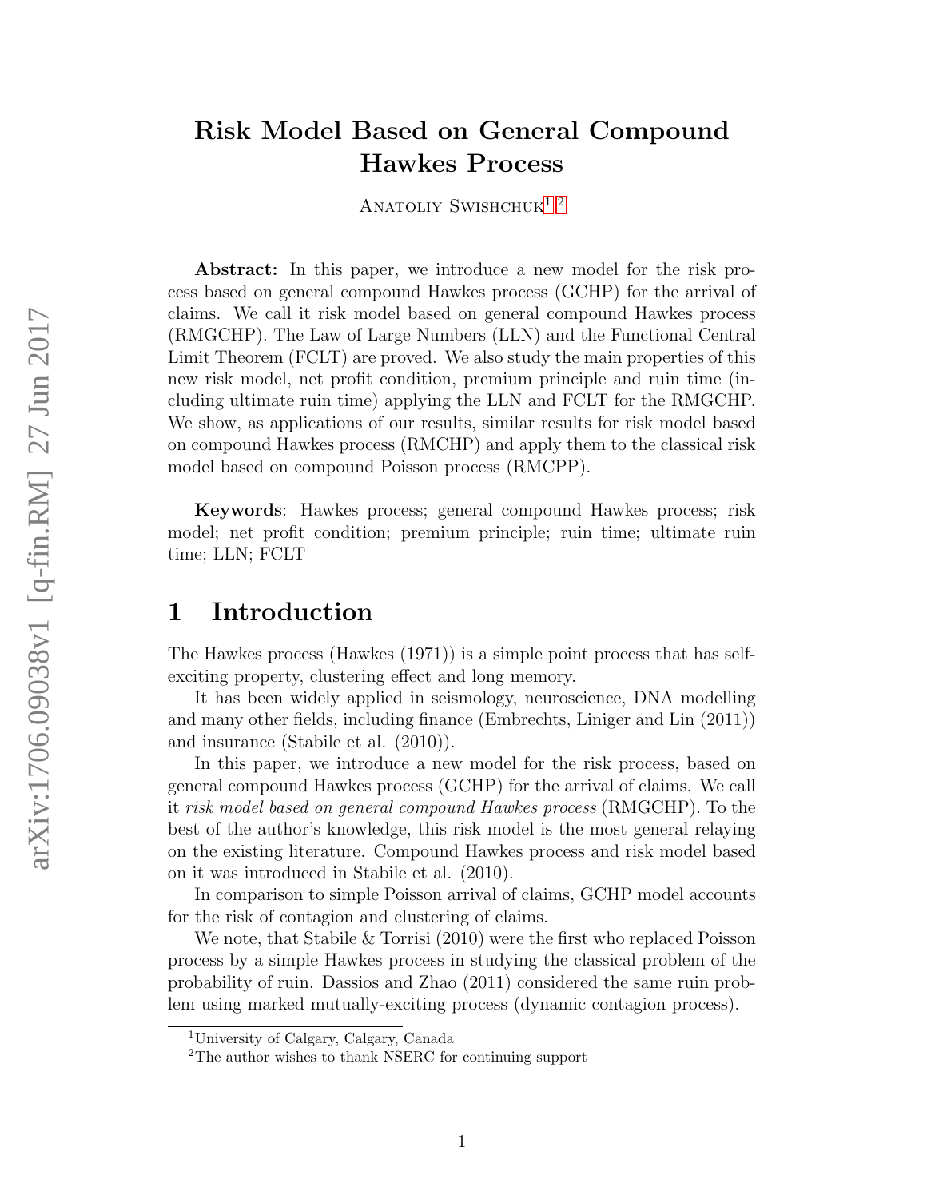# Risk Model Based on General Compound Hawkes Process

Anatoliy Swishchuk[1] [2]

**Abstract:** In this paper, we introduce a new model for the risk process based on general compound Hawkes process (GCHP) for the arrival of claims. We call it risk model based on general compound Hawkes process (RMGCHP). The Law of Large Numbers (LLN) and the Functional Central Limit Theorem (FCLT) are proved. We also study the main properties of this new risk model, net profit condition, premium principle and ruin time (including ultimate ruin time) applying the LLN and FCLT for the RMGCHP. We show, as applications of our results, similar results for risk model based on compound Hawkes process (RMCHP) and apply them to the classical risk model based on compound Poisson process (RMCPP).

**Keywords**: Hawkes process; general compound Hawkes process; risk model; net profit condition; premium principle; ruin time; ultimate ruin time; LLN; FCLT

## 1 Introduction

The Hawkes process (Hawkes (1971)) is a simple point process that has self-exciting property, clustering effect and long memory.

It has been widely applied in seismology, neuroscience, DNA modelling and many other fields, including finance (Embrechts, Liniger and Lin (2011)) and insurance (Stabile et al. (2010)).

In this paper, we introduce a new model for the risk process, based on general compound Hawkes process (GCHP) for the arrival of claims. We call it *risk model based on general compound Hawkes process* (RMGCHP). To the best of the author's knowledge, this risk model is the most general relaying on the existing literature. Compound Hawkes process and risk model based on it was introduced in Stabile et al. (2010).

In comparison to simple Poisson arrival of claims, GCHP model accounts for the risk of contagion and clustering of claims.

We note, that Stabile & Torrisi (2010) were the first who replaced Poisson process by a simple Hawkes process in studying the classical problem of the probability of ruin. Dassios and Zhao (2011) considered the same ruin problem using marked mutually-exciting process (dynamic contagion process).

[1] University of Calgary, Calgary, Canada

[2] The author wishes to thank NSERC for continuing support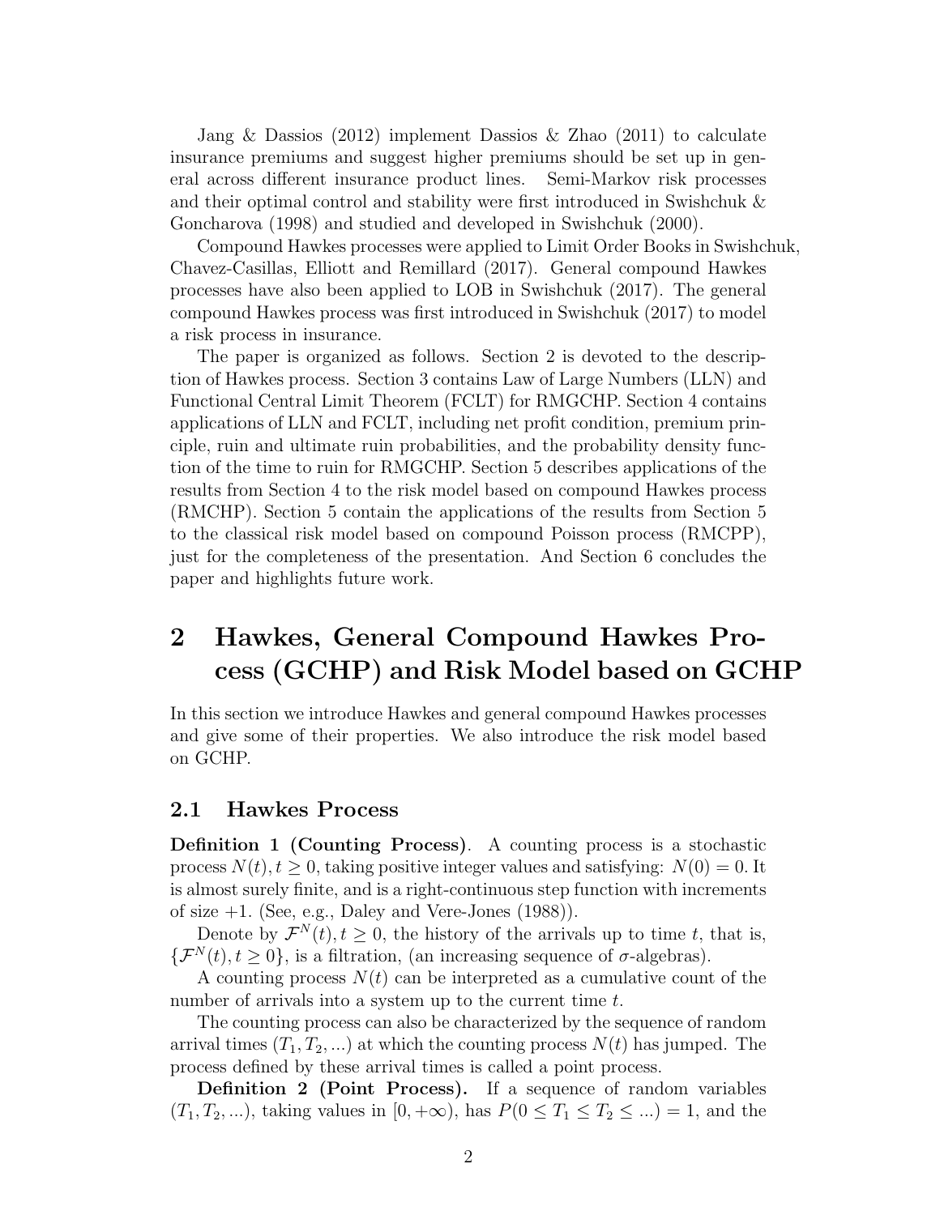Jang & Dassios (2012) implement Dassios & Zhao (2011) to calculate insurance premiums and suggest higher premiums should be set up in general across different insurance product lines. Semi-Markov risk processes and their optimal control and stability were first introduced in Swishchuk & Goncharova (1998) and studied and developed in Swishchuk (2000).

Compound Hawkes processes were applied to Limit Order Books in Swishchuk, Chavez-Casillas, Elliott and Remillard (2017). General compound Hawkes processes have also been applied to LOB in Swishchuk (2017). The general compound Hawkes process was first introduced in Swishchuk (2017) to model a risk process in insurance.

The paper is organized as follows. Section 2 is devoted to the description of Hawkes process. Section 3 contains Law of Large Numbers (LLN) and Functional Central Limit Theorem (FCLT) for RMGCHP. Section 4 contains applications of LLN and FCLT, including net profit condition, premium principle, ruin and ultimate ruin probabilities, and the probability density function of the time to ruin for RMGCHP. Section 5 describes applications of the results from Section 4 to the risk model based on compound Hawkes process (RMCHP). Section 5 contain the applications of the results from Section 5 to the classical risk model based on compound Poisson process (RMCPP), just for the completeness of the presentation. And Section 6 concludes the paper and highlights future work.

# 2 Hawkes, General Compound Hawkes Process (GCHP) and Risk Model based on GCHP

In this section we introduce Hawkes and general compound Hawkes processes and give some of their properties. We also introduce the risk model based on GCHP.

## 2.1 Hawkes Process

**Definition 1 (Counting Process)**. A counting process is a stochastic process $N(t), t \geq 0$, taking positive integer values and satisfying: $N(0) = 0$. It is almost surely finite, and is a right-continuous step function with increments of size $+1$. (See, e.g., Daley and Vere-Jones (1988)).

Denote by $\mathcal{F}^N(t), t \geq 0$, the history of the arrivals up to time $t$, that is, $\{\mathcal{F}^N(t), t \geq 0\}$, is a filtration, (an increasing sequence of $\sigma$-algebras).

A counting process $N(t)$ can be interpreted as a cumulative count of the number of arrivals into a system up to the current time $t$.

The counting process can also be characterized by the sequence of random arrival times $(T_1, T_2, ...)$ at which the counting process $N(t)$ has jumped. The process defined by these arrival times is called a point process.

**Definition 2 (Point Process).** If a sequence of random variables $(T_1, T_2, ...)$, taking values in $[0, +\infty)$, has $P(0 \leq T_1 \leq T_2 \leq ...) = 1$, and the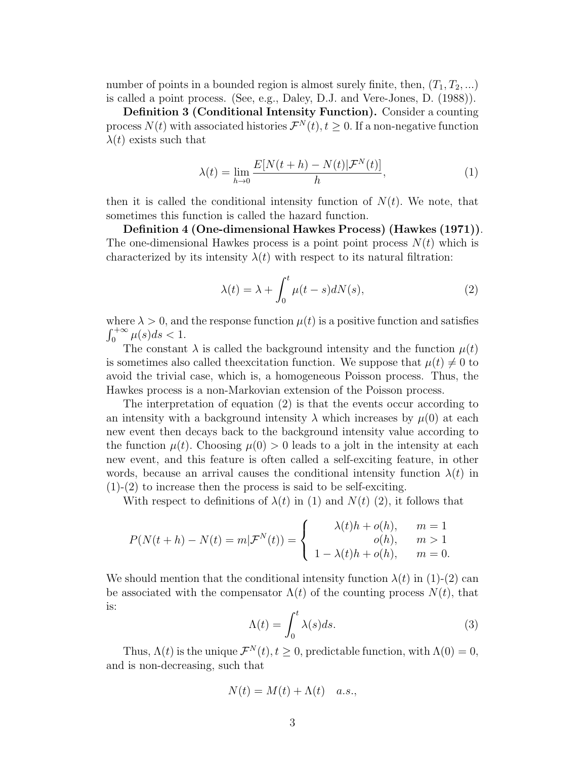number of points in a bounded region is almost surely finite, then, $(T_1, T_2, ...)$ is called a point process. (See, e.g., Daley, D.J. and Vere-Jones, D. (1988)).

**Definition 3 (Conditional Intensity Function).** Consider a counting process $N(t)$ with associated histories $\mathcal{F}^N(t), t \geq 0$. If a non-negative function $\lambda(t)$ exists such that

$$\lambda(t) = \lim_{h \to 0} \frac{E[N(t+h) - N(t)|\mathcal{F}^N(t)]}{h}, \tag{1}$$

then it is called the conditional intensity function of $N(t)$. We note, that sometimes this function is called the hazard function.

**Definition 4 (One-dimensional Hawkes Process) (Hawkes (1971)).** The one-dimensional Hawkes process is a point point process $N(t)$ which is characterized by its intensity $\lambda(t)$ with respect to its natural filtration:

$$\lambda(t) = \lambda + \int_0^t \mu(t-s)dN(s), \tag{2}$$

where $\lambda > 0$, and the response function $\mu(t)$ is a positive function and satisfies $\int_0^{+\infty} \mu(s)ds < 1$.

The constant $\lambda$ is called the background intensity and the function $\mu(t)$ is sometimes also called theexcitation function. We suppose that $\mu(t) \neq 0$ to avoid the trivial case, which is, a homogeneous Poisson process. Thus, the Hawkes process is a non-Markovian extension of the Poisson process.

The interpretation of equation (2) is that the events occur according to an intensity with a background intensity $\lambda$ which increases by $\mu(0)$ at each new event then decays back to the background intensity value according to the function $\mu(t)$. Choosing $\mu(0) > 0$ leads to a jolt in the intensity at each new event, and this feature is often called a self-exciting feature, in other words, because an arrival causes the conditional intensity function $\lambda(t)$ in (1)-(2) to increase then the process is said to be self-exciting.

With respect to definitions of $\lambda(t)$ in (1) and $N(t)$ (2), it follows that

$$P(N(t+h) - N(t) = m|\mathcal{F}^N(t)) = \begin{cases} \lambda(t)h + o(h), & m = 1 \\ o(h), & m > 1 \\ 1 - \lambda(t)h + o(h), & m = 0. \end{cases}$$

We should mention that the conditional intensity function $\lambda(t)$ in (1)-(2) can be associated with the compensator $\Lambda(t)$ of the counting process $N(t)$, that is:

$$\Lambda(t) = \int_0^t \lambda(s)ds. \tag{3}$$

Thus, $\Lambda(t)$ is the unique $\mathcal{F}^N(t), t \geq 0$, predictable function, with $\Lambda(0) = 0$, and is non-decreasing, such that

$$N(t) = M(t) + \Lambda(t) \quad a.s.,$$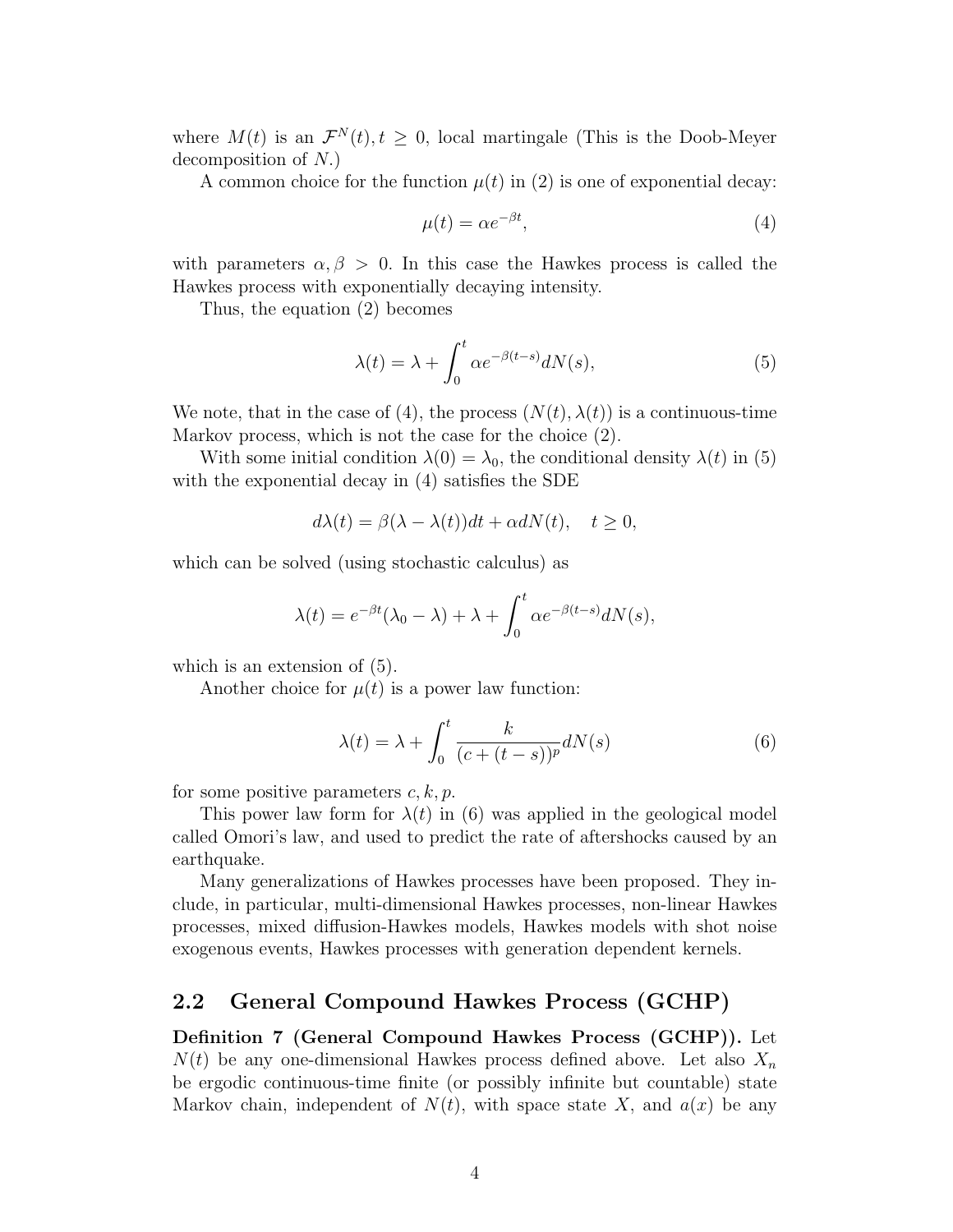where $M(t)$ is an $\mathcal{F}^N(t), t \geq 0$, local martingale (This is the Doob-Meyer decomposition of $N$.)

A common choice for the function $\mu(t)$ in (2) is one of exponential decay:

$$\mu(t) = \alpha e^{-\beta t}, \tag{4}$$

with parameters $\alpha, \beta > 0$. In this case the Hawkes process is called the Hawkes process with exponentially decaying intensity.

Thus, the equation (2) becomes

$$\lambda(t) = \lambda + \int_0^t \alpha e^{-\beta(t-s)} dN(s), \tag{5}$$

We note, that in the case of (4), the process $(N(t), \lambda(t))$ is a continuous-time Markov process, which is not the case for the choice (2).

With some initial condition $\lambda(0) = \lambda_0$, the conditional density $\lambda(t)$ in (5) with the exponential decay in (4) satisfies the SDE

$$d\lambda(t) = \beta(\lambda - \lambda(t))dt + \alpha dN(t), \quad t \geq 0,$$

which can be solved (using stochastic calculus) as

$$\lambda(t) = e^{-\beta t}(\lambda_0 - \lambda) + \lambda + \int_0^t \alpha e^{-\beta(t-s)} dN(s),$$

which is an extension of (5).

Another choice for $\mu(t)$ is a power law function:

$$\lambda(t) = \lambda + \int_0^t \frac{k}{(c + (t-s))^p} dN(s) \tag{6}$$

for some positive parameters $c, k, p$.

This power law form for $\lambda(t)$ in (6) was applied in the geological model called Omori's law, and used to predict the rate of aftershocks caused by an earthquake.

Many generalizations of Hawkes processes have been proposed. They include, in particular, multi-dimensional Hawkes processes, non-linear Hawkes processes, mixed diffusion-Hawkes models, Hawkes models with shot noise exogenous events, Hawkes processes with generation dependent kernels.

## 2.2 General Compound Hawkes Process (GCHP)

**Definition 7 (General Compound Hawkes Process (GCHP)).** Let $N(t)$ be any one-dimensional Hawkes process defined above. Let also $X_n$ be ergodic continuous-time finite (or possibly infinite but countable) state Markov chain, independent of $N(t)$, with space state $X$, and $a(x)$ be any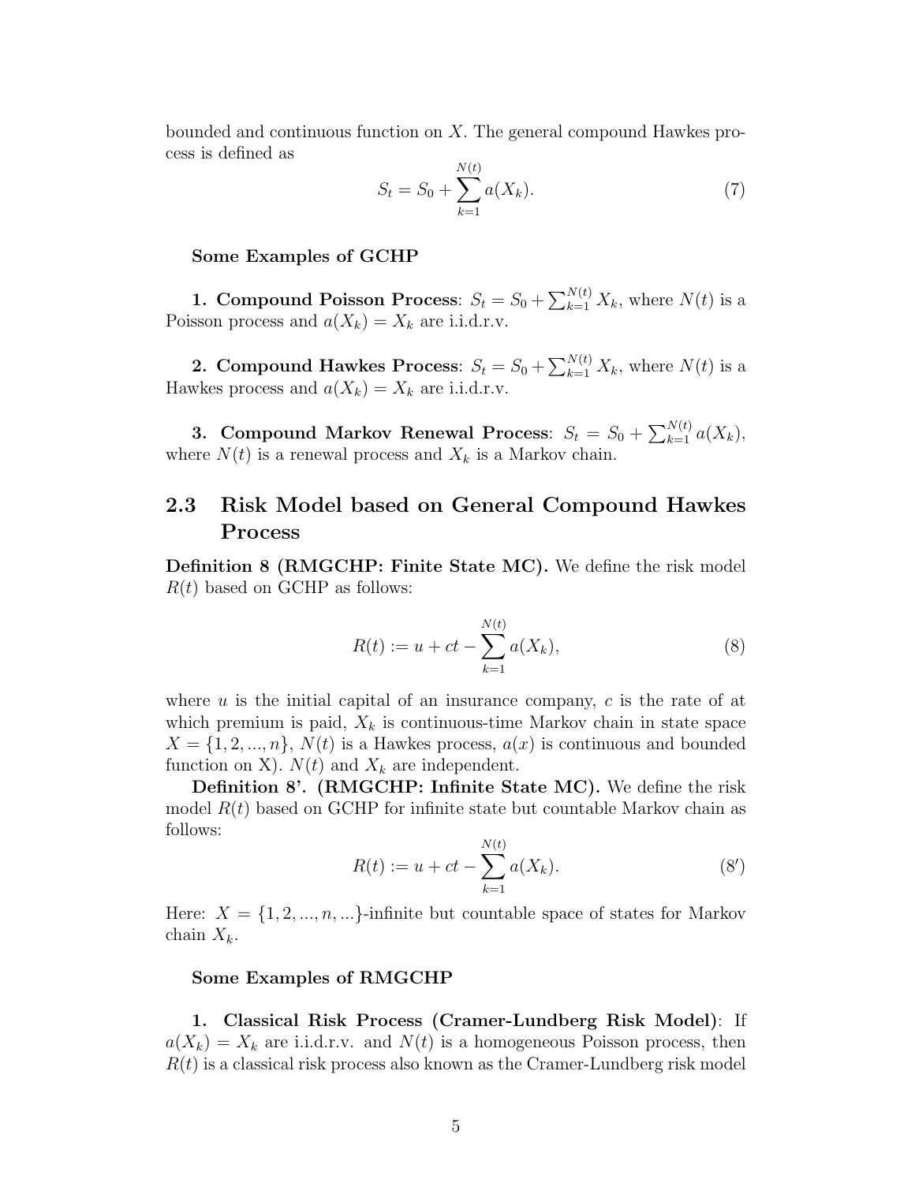bounded and continuous function on $X$. The general compound Hawkes process is defined as

$$S_t = S_0 + \sum_{k=1}^{N(t)} a(X_k). \tag{7}$$

**Some Examples of GCHP**

**1. Compound Poisson Process**: $S_t = S_0 + \sum_{k=1}^{N(t)} X_k$, where $N(t)$ is a Poisson process and $a(X_k) = X_k$ are i.i.d.r.v.

**2. Compound Hawkes Process**: $S_t = S_0 + \sum_{k=1}^{N(t)} X_k$, where $N(t)$ is a Hawkes process and $a(X_k) = X_k$ are i.i.d.r.v.

**3. Compound Markov Renewal Process**: $S_t = S_0 + \sum_{k=1}^{N(t)} a(X_k)$, where $N(t)$ is a renewal process and $X_k$ is a Markov chain.

## 2.3 Risk Model based on General Compound Hawkes Process

**Definition 8 (RMGCHP: Finite State MC).** We define the risk model $R(t)$ based on GCHP as follows:

$$R(t) := u + ct - \sum_{k=1}^{N(t)} a(X_k), \tag{8}$$

where $u$ is the initial capital of an insurance company, $c$ is the rate of at which premium is paid, $X_k$ is continuous-time Markov chain in state space $X = \{1, 2, ..., n\}$, $N(t)$ is a Hawkes process, $a(x)$ is continuous and bounded function on X). $N(t)$ and $X_k$ are independent.

**Definition 8'. (RMGCHP: Infinite State MC).** We define the risk model $R(t)$ based on GCHP for infinite state but countable Markov chain as follows:

$$R(t) := u + ct - \sum_{k=1}^{N(t)} a(X_k). \tag{8'}$$

Here: $X = \{1, 2, ..., n, ...\}$-infinite but countable space of states for Markov chain $X_k$.

**Some Examples of RMGCHP**

**1. Classical Risk Process (Cramer-Lundberg Risk Model)**: If $a(X_k) = X_k$ are i.i.d.r.v. and $N(t)$ is a homogeneous Poisson process, then $R(t)$ is a classical risk process also known as the Cramer-Lundberg risk model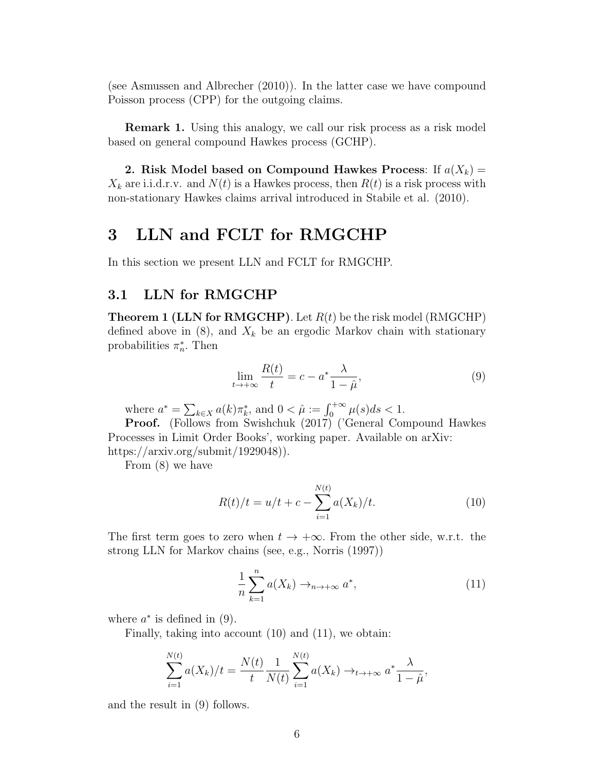(see Asmussen and Albrecher (2010)). In the latter case we have compound Poisson process (CPP) for the outgoing claims.

**Remark 1.** Using this analogy, we call our risk process as a risk model based on general compound Hawkes process (GCHP).

**2. Risk Model based on Compound Hawkes Process**: If $a(X_k) = X_k$ are i.i.d.r.v. and $N(t)$ is a Hawkes process, then $R(t)$ is a risk process with non-stationary Hawkes claims arrival introduced in Stabile et al. (2010).

# 3 LLN and FCLT for RMGCHP

In this section we present LLN and FCLT for RMGCHP.

## 3.1 LLN for RMGCHP

**Theorem 1 (LLN for RMGCHP)**. Let $R(t)$ be the risk model (RMGCHP) defined above in (8), and $X_k$ be an ergodic Markov chain with stationary probabilities $\pi_n^*$. Then

$$\lim_{t\to+\infty} \frac{R(t)}{t} = c - a^* \frac{\lambda}{1-\hat{\mu}}, \tag{9}$$

where $a^* = \sum_{k\in X} a(k)\pi_k^*$, and $0 < \hat{\mu} := \int_0^{+\infty} \mu(s)ds < 1$.

**Proof.** (Follows from Swishchuk (2017) ('General Compound Hawkes Processes in Limit Order Books', working paper. Available on arXiv: https://arxiv.org/submit/1929048)).

From (8) we have

$$R(t)/t = u/t + c - \sum_{i=1}^{N(t)} a(X_k)/t. \tag{10}$$

The first term goes to zero when $t \to +\infty$. From the other side, w.r.t. the strong LLN for Markov chains (see, e.g., Norris (1997))

$$\frac{1}{n}\sum_{k=1}^{n} a(X_k) \to_{n\to+\infty} a^*, \tag{11}$$

where $a^*$ is defined in (9).

Finally, taking into account (10) and (11), we obtain:

$$\sum_{i=1}^{N(t)} a(X_k)/t = \frac{N(t)}{t}\frac{1}{N(t)}\sum_{i=1}^{N(t)} a(X_k) \to_{t\to+\infty} a^* \frac{\lambda}{1-\hat{\mu}},$$

and the result in (9) follows.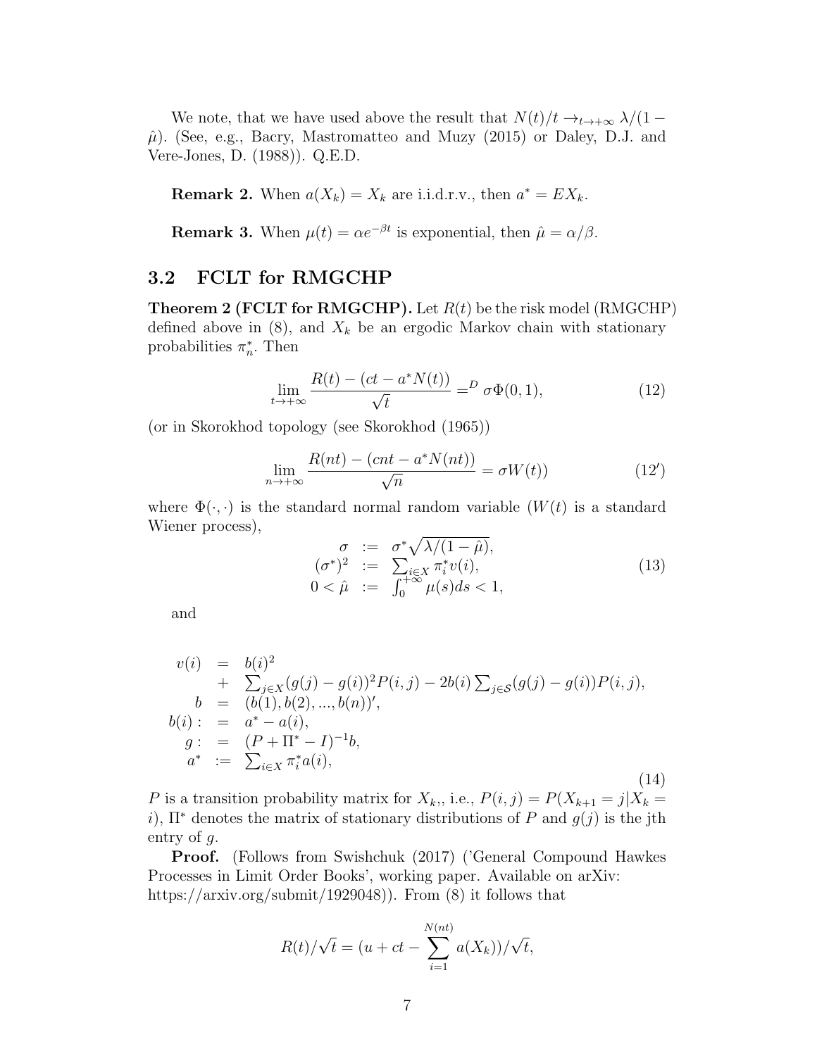We note, that we have used above the result that $N(t)/t \to_{t\to+\infty} \lambda/(1-\hat{\mu})$. (See, e.g., Bacry, Mastromatteo and Muzy (2015) or Daley, D.J. and Vere-Jones, D. (1988)). Q.E.D.

**Remark 2.** When $a(X_k) = X_k$ are i.i.d.r.v., then $a^* = EX_k$.

**Remark 3.** When $\mu(t) = \alpha e^{-\beta t}$ is exponential, then $\hat{\mu} = \alpha/\beta$.

## 3.2 FCLT for RMGCHP

**Theorem 2 (FCLT for RMGCHP).** Let $R(t)$ be the risk model (RMGCHP) defined above in (8), and $X_k$ be an ergodic Markov chain with stationary probabilities $\pi_n^*$. Then

$$\lim_{t\to+\infty} \frac{R(t) - (ct - a^* N(t))}{\sqrt{t}} =^D \sigma \Phi(0,1), \tag{12}$$

(or in Skorokhod topology (see Skorokhod (1965))

$$\lim_{n\to+\infty} \frac{R(nt) - (cnt - a^* N(nt))}{\sqrt{n}} = \sigma W(t)) \tag{12'}$$

where $\Phi(\cdot,\cdot)$ is the standard normal random variable ($W(t)$ is a standard Wiener process),

$$\begin{array}{rcl} \sigma & := & \sigma^* \sqrt{\lambda/(1-\hat{\mu})}, \\ (\sigma^*)^2 & := & \sum_{i\in X} \pi_i^* v(i), \\ 0 < \hat{\mu} & := & \int_0^{+\infty} \mu(s)ds < 1, \end{array} \tag{13}$$

and

$$\begin{array}{rcl} v(i) & = & b(i)^2 \\ & + & \sum_{j\in X} (g(j)-g(i))^2 P(i,j) - 2b(i) \sum_{j\in \mathcal{S}} (g(j)-g(i))P(i,j), \\ b & = & (b(1), b(2), ..., b(n))', \\ b(i): & = & a^* - a(i), \\ g: & = & (P + \Pi^* - I)^{-1} b, \\ a^* & := & \sum_{i\in X} \pi_i^* a(i), \end{array} \tag{14}$$

$P$ is a transition probability matrix for $X_k$, i.e., $P(i,j) = P(X_{k+1} = j | X_k = i)$, $\Pi^*$ denotes the matrix of stationary distributions of $P$ and $g(j)$ is the jth entry of $g$.

**Proof.** (Follows from Swishchuk (2017) ('General Compound Hawkes Processes in Limit Order Books', working paper. Available on arXiv: https://arxiv.org/submit/1929048)). From (8) it follows that

$$R(t)/\sqrt{t} = (u + ct - \sum_{i=1}^{N(nt)} a(X_k))/\sqrt{t},$$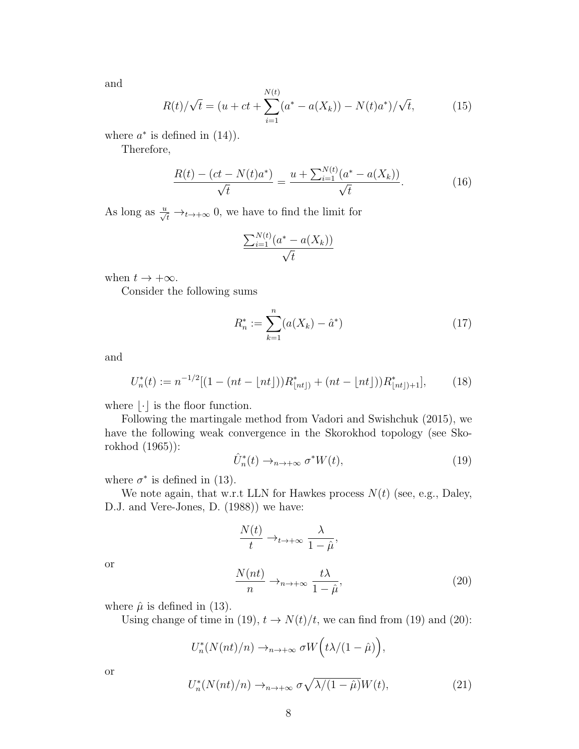and

$$R(t)/\sqrt{t} = (u + ct + \sum_{i=1}^{N(t)}(a^* - a(X_k)) - N(t)a^*)/\sqrt{t}, \tag{15}$$

where $a^*$ is defined in (14)).

Therefore,

$$\frac{R(t) - (ct - N(t)a^*)}{\sqrt{t}} = \frac{u + \sum_{i=1}^{N(t)}(a^* - a(X_k))}{\sqrt{t}}. \tag{16}$$

As long as $\frac{u}{\sqrt{t}} \to_{t\to+\infty} 0$, we have to find the limit for

$$\frac{\sum_{i=1}^{N(t)}(a^* - a(X_k))}{\sqrt{t}}$$

when $t \to +\infty$.

Consider the following sums

$$R_n^* := \sum_{k=1}^{n}(a(X_k) - \hat{a}^*) \tag{17}$$

and

$$U_n^*(t) := n^{-1/2}[(1 - (nt - \lfloor nt \rfloor))R^*_{\lfloor nt \rfloor)} + (nt - \lfloor nt \rfloor))R^*_{\lfloor nt \rfloor)+1}], \tag{18}$$

where $\lfloor \cdot \rfloor$ is the floor function.

Following the martingale method from Vadori and Swishchuk (2015), we have the following weak convergence in the Skorokhod topology (see Skorokhod (1965)):

$$\hat{U}_n^*(t) \to_{n\to+\infty} \sigma^* W(t), \tag{19}$$

where $\sigma^*$ is defined in (13).

We note again, that w.r.t LLN for Hawkes process $N(t)$ (see, e.g., Daley, D.J. and Vere-Jones, D. (1988)) we have:

$$\frac{N(t)}{t} \to_{t\to+\infty} \frac{\lambda}{1 - \hat{\mu}},$$

or

$$\frac{N(nt)}{n} \to_{n\to+\infty} \frac{t\lambda}{1 - \hat{\mu}}, \tag{20}$$

where $\hat{\mu}$ is defined in (13).

Using change of time in (19), $t \to N(t)/t$, we can find from (19) and (20):

$$U_n^*(N(nt)/n) \to_{n\to+\infty} \sigma W\Big(t\lambda/(1 - \hat{\mu})\Big),$$

or

$$U_n^*(N(nt)/n) \to_{n\to+\infty} \sigma\sqrt{\lambda/(1 - \hat{\mu})}W(t), \tag{21}$$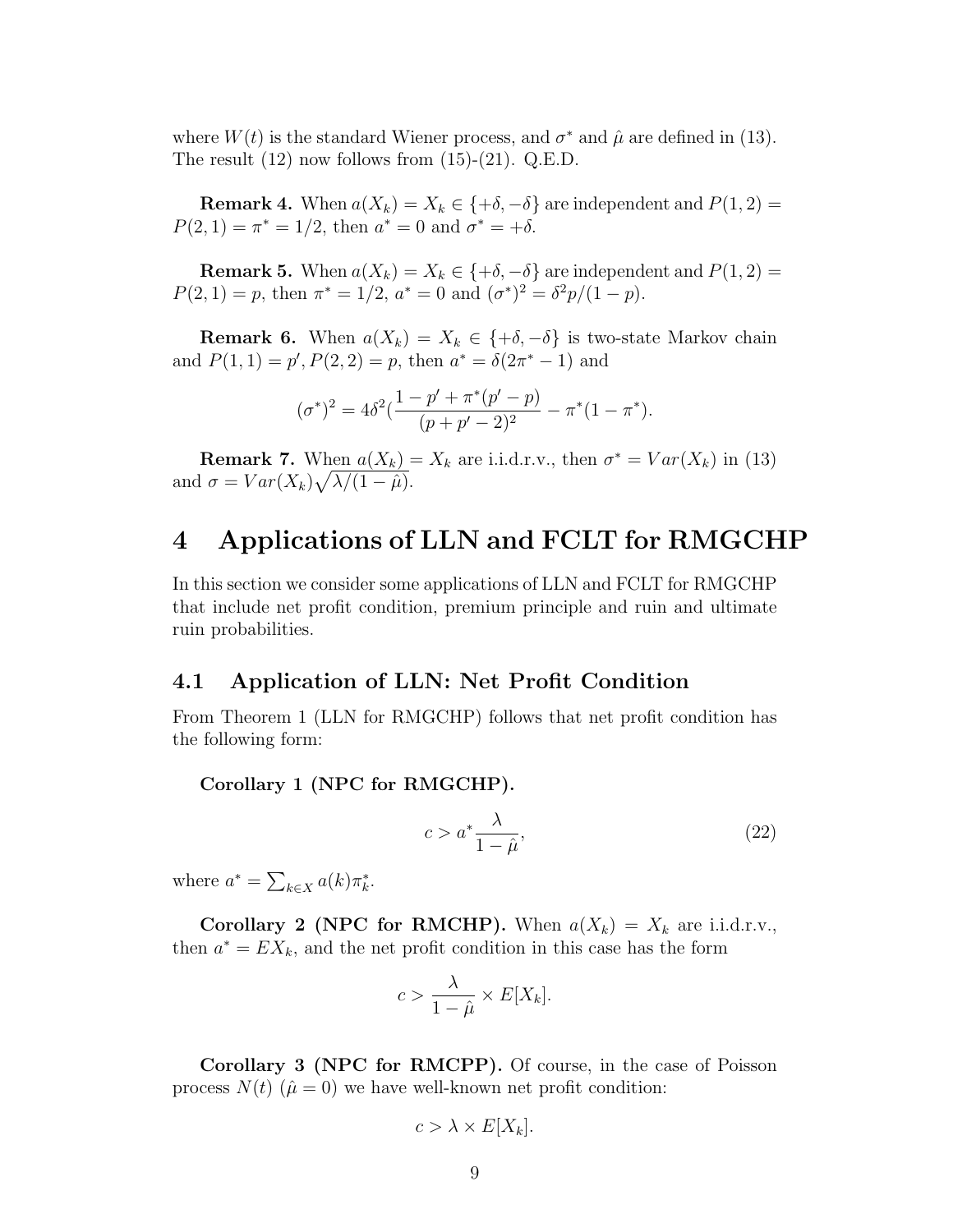where $W(t)$ is the standard Wiener process, and $\sigma^*$ and $\hat{\mu}$ are defined in (13). The result (12) now follows from (15)-(21). Q.E.D.

**Remark 4.** When $a(X_k) = X_k \in \{+\delta, -\delta\}$ are independent and $P(1,2) = P(2,1) = \pi^* = 1/2$, then $a^* = 0$ and $\sigma^* = +\delta$.

**Remark 5.** When $a(X_k) = X_k \in \{+\delta, -\delta\}$ are independent and $P(1,2) = P(2,1) = p$, then $\pi^* = 1/2$, $a^* = 0$ and $(\sigma^*)^2 = \delta^2 p/(1-p)$.

**Remark 6.** When $a(X_k) = X_k \in \{+\delta, -\delta\}$ is two-state Markov chain and $P(1,1) = p', P(2,2) = p$, then $a^* = \delta(2\pi^* - 1)$ and

$$(\sigma^*)^2 = 4\delta^2 \left(\frac{1 - p' + \pi^*(p' - p)}{(p + p' - 2)^2} - \pi^*(1 - \pi^*)\right).$$

**Remark 7.** When $a(X_k) = X_k$ are i.i.d.r.v., then $\sigma^* = Var(X_k)$ in (13) and $\sigma = Var(X_k)\sqrt{\lambda/(1-\hat{\mu})}$.

# 4 Applications of LLN and FCLT for RMGCHP

In this section we consider some applications of LLN and FCLT for RMGCHP that include net profit condition, premium principle and ruin and ultimate ruin probabilities.

## 4.1 Application of LLN: Net Profit Condition

From Theorem 1 (LLN for RMGCHP) follows that net profit condition has the following form:

**Corollary 1 (NPC for RMGCHP).**

$$c > a^* \frac{\lambda}{1 - \hat{\mu}}, \tag{22}$$

where $a^* = \sum_{k \in X} a(k) \pi_k^*$.

**Corollary 2 (NPC for RMCHP).** When $a(X_k) = X_k$ are i.i.d.r.v., then $a^* = EX_k$, and the net profit condition in this case has the form

$$c > \frac{\lambda}{1 - \hat{\mu}} \times E[X_k].$$

**Corollary 3 (NPC for RMCPP).** Of course, in the case of Poisson process $N(t)$ ($\hat{\mu} = 0$) we have well-known net profit condition:

$$c > \lambda \times E[X_k].$$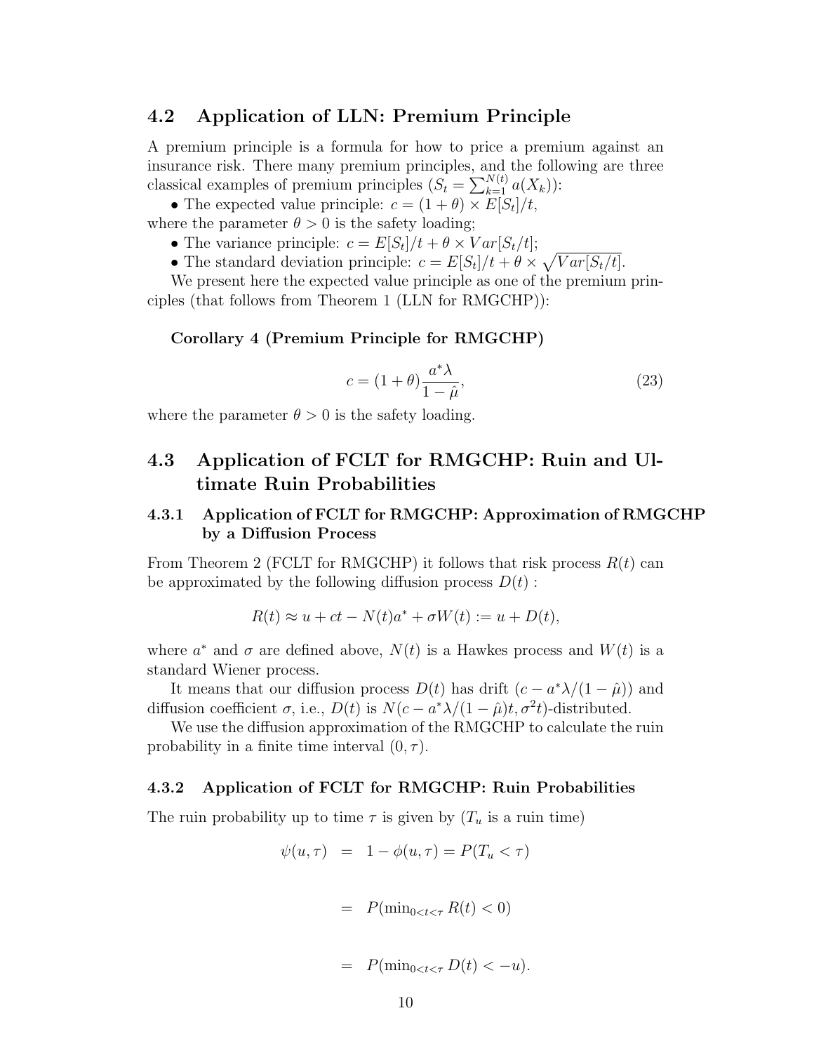## 4.2 Application of LLN: Premium Principle

A premium principle is a formula for how to price a premium against an insurance risk. There many premium principles, and the following are three classical examples of premium principles ($S_t = \sum_{k=1}^{N(t)} a(X_k)$):

• The expected value principle: $c = (1+\theta) \times E[S_t]/t$,
where the parameter $\theta > 0$ is the safety loading;

• The variance principle: $c = E[S_t]/t + \theta \times Var[S_t/t]$;

• The standard deviation principle: $c = E[S_t]/t + \theta \times \sqrt{Var[S_t/t]}$.

We present here the expected value principle as one of the premium principles (that follows from Theorem 1 (LLN for RMGCHP)):

**Corollary 4 (Premium Principle for RMGCHP)**

$$c = (1+\theta)\frac{a^*\lambda}{1-\hat{\mu}}, \tag{23}$$

where the parameter $\theta > 0$ is the safety loading.

## 4.3 Application of FCLT for RMGCHP: Ruin and Ultimate Ruin Probabilities

### 4.3.1 Application of FCLT for RMGCHP: Approximation of RMGCHP by a Diffusion Process

From Theorem 2 (FCLT for RMGCHP) it follows that risk process $R(t)$ can be approximated by the following diffusion process $D(t)$ :

$$R(t) \approx u + ct - N(t)a^* + \sigma W(t) := u + D(t),$$

where $a^*$ and $\sigma$ are defined above, $N(t)$ is a Hawkes process and $W(t)$ is a standard Wiener process.

It means that our diffusion process $D(t)$ has drift $(c - a^*\lambda/(1-\hat{\mu}))$ and diffusion coefficient $\sigma$, i.e., $D(t)$ is $N(c - a^*\lambda/(1-\hat{\mu})t, \sigma^2 t)$-distributed.

We use the diffusion approximation of the RMGCHP to calculate the ruin probability in a finite time interval $(0,\tau)$.

### 4.3.2 Application of FCLT for RMGCHP: Ruin Probabilities

The ruin probability up to time $\tau$ is given by ($T_u$ is a ruin time)

$$\begin{aligned}
\psi(u,\tau) &= 1 - \phi(u,\tau) = P(T_u < \tau) \\
&= P(\min_{0<t<\tau} R(t) < 0) \\
&= P(\min_{0<t<\tau} D(t) < -u).
\end{aligned}$$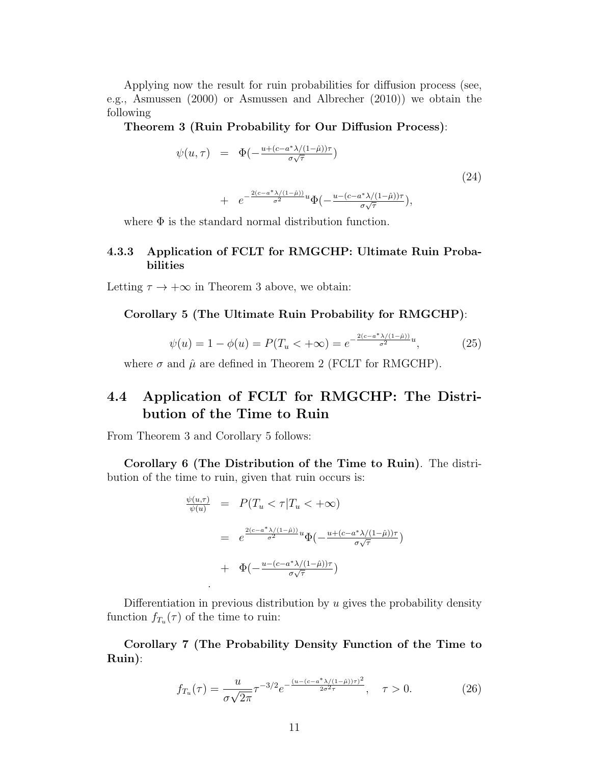Applying now the result for ruin probabilities for diffusion process (see, e.g., Asmussen (2000) or Asmussen and Albrecher (2010)) we obtain the following

**Theorem 3 (Ruin Probability for Our Diffusion Process)**:

$$
\begin{aligned}
\psi(u,\tau) &= \Phi\big(-\tfrac{u+(c-a^*\lambda/(1-\hat{\mu}))\tau}{\sigma\sqrt{\tau}}\big) \\
&+ \; e^{-\frac{2(c-a^*\lambda/(1-\hat{\mu}))}{\sigma^2}u}\Phi\big(-\tfrac{u-(c-a^*\lambda/(1-\hat{\mu}))\tau}{\sigma\sqrt{\tau}}\big),
\end{aligned}
\tag{24}
$$

where $\Phi$ is the standard normal distribution function.

### 4.3.3 Application of FCLT for RMGCHP: Ultimate Ruin Probabilities

Letting $\tau \to +\infty$ in Theorem 3 above, we obtain:

**Corollary 5 (The Ultimate Ruin Probability for RMGCHP)**:

$$
\psi(u) = 1 - \phi(u) = P(T_u < +\infty) = e^{-\frac{2(c-a^*\lambda/(1-\hat{\mu}))}{\sigma^2}u}, \tag{25}
$$

where $\sigma$ and $\hat{\mu}$ are defined in Theorem 2 (FCLT for RMGCHP).

## 4.4 Application of FCLT for RMGCHP: The Distribution of the Time to Ruin

From Theorem 3 and Corollary 5 follows:

**Corollary 6 (The Distribution of the Time to Ruin)**. The distribution of the time to ruin, given that ruin occurs is:

$$
\begin{aligned}
\frac{\psi(u,\tau)}{\psi(u)} &= P(T_u < \tau | T_u < +\infty) \\
&= e^{\frac{2(c-a^*\lambda/(1-\hat{\mu}))}{\sigma^2}u}\Phi\big(-\tfrac{u+(c-a^*\lambda/(1-\hat{\mu}))\tau}{\sigma\sqrt{\tau}}\big) \\
&+ \; \Phi\big(-\tfrac{u-(c-a^*\lambda/(1-\hat{\mu}))\tau}{\sigma\sqrt{\tau}}\big)
\end{aligned}
$$

.

Differentiation in previous distribution by $u$ gives the probability density function $f_{T_u}(\tau)$ of the time to ruin:

**Corollary 7 (The Probability Density Function of the Time to Ruin)**:

$$
f_{T_u}(\tau) = \frac{u}{\sigma\sqrt{2\pi}}\tau^{-3/2}e^{-\frac{(u-(c-a^*\lambda/(1-\hat{\mu}))\tau)^2}{2\sigma^2\tau}}, \quad \tau > 0. \tag{26}
$$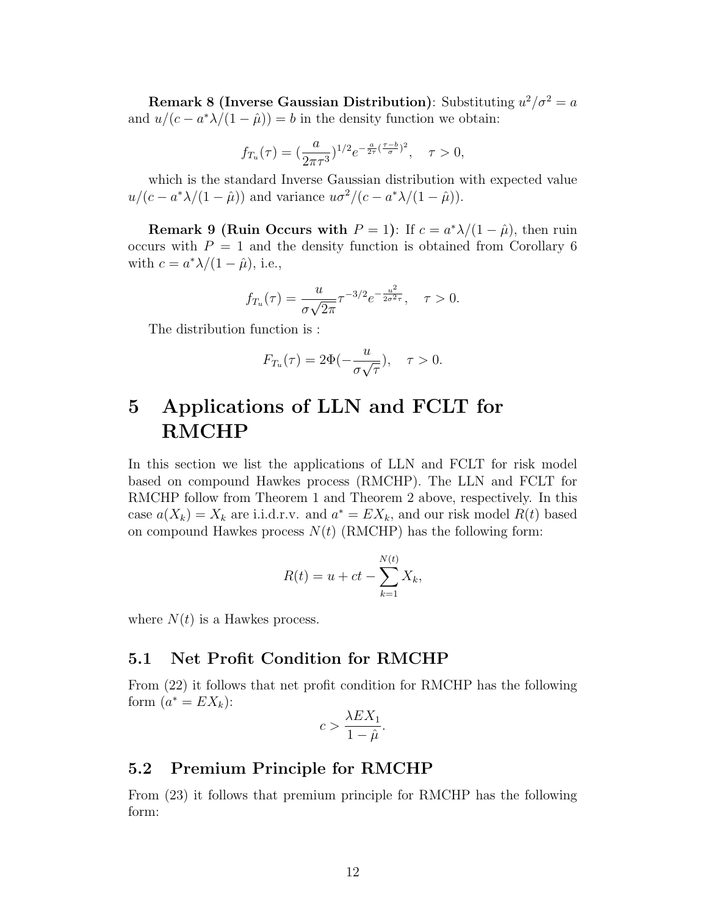**Remark 8 (Inverse Gaussian Distribution)**: Substituting $u^2/\sigma^2 = a$ and $u/(c - a^*\lambda/(1-\hat{\mu})) = b$ in the density function we obtain:

$$f_{T_u}(\tau) = (\frac{a}{2\pi\tau^3})^{1/2} e^{-\frac{a}{2\tau}(\frac{\tau-b}{\sigma})^2}, \quad \tau > 0,$$

which is the standard Inverse Gaussian distribution with expected value $u/(c - a^*\lambda/(1-\hat{\mu}))$ and variance $u\sigma^2/(c - a^*\lambda/(1-\hat{\mu}))$.

**Remark 9 (Ruin Occurs with $P = 1$)**: If $c = a^*\lambda/(1-\hat{\mu})$, then ruin occurs with $P = 1$ and the density function is obtained from Corollary 6 with $c = a^*\lambda/(1-\hat{\mu})$, i.e.,

$$f_{T_u}(\tau) = \frac{u}{\sigma\sqrt{2\pi}} \tau^{-3/2} e^{-\frac{u^2}{2\sigma^2\tau}}, \quad \tau > 0.$$

The distribution function is :

$$F_{T_u}(\tau) = 2\Phi(-\frac{u}{\sigma\sqrt{\tau}}), \quad \tau > 0.$$

# 5 Applications of LLN and FCLT for RMCHP

In this section we list the applications of LLN and FCLT for risk model based on compound Hawkes process (RMCHP). The LLN and FCLT for RMCHP follow from Theorem 1 and Theorem 2 above, respectively. In this case $a(X_k) = X_k$ are i.i.d.r.v. and $a^* = EX_k$, and our risk model $R(t)$ based on compound Hawkes process $N(t)$ (RMCHP) has the following form:

$$R(t) = u + ct - \sum_{k=1}^{N(t)} X_k,$$

where $N(t)$ is a Hawkes process.

## 5.1 Net Profit Condition for RMCHP

From (22) it follows that net profit condition for RMCHP has the following form ($a^* = EX_k$):

$$c > \frac{\lambda EX_1}{1-\hat{\mu}}.$$

## 5.2 Premium Principle for RMCHP

From (23) it follows that premium principle for RMCHP has the following form: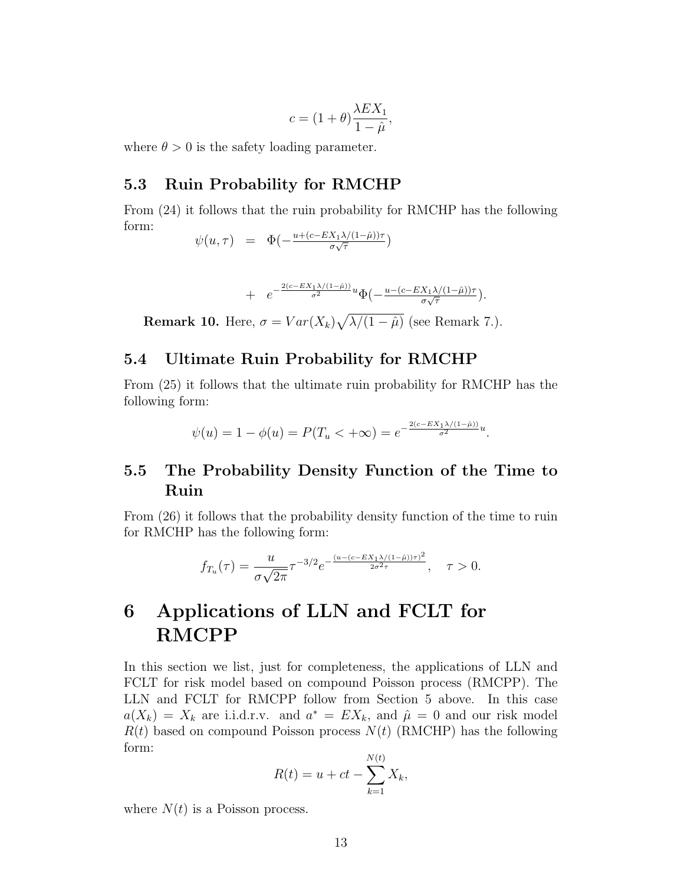$$c = (1+\theta)\frac{\lambda EX_1}{1-\hat{\mu}},$$

where $\theta > 0$ is the safety loading parameter.

### 5.3 Ruin Probability for RMCHP

From (24) it follows that the ruin probability for RMCHP has the following form:

$$\begin{aligned}\psi(u,\tau) &= \Phi(-\tfrac{u+(c-EX_1\lambda/(1-\hat{\mu}))\tau}{\sigma\sqrt{\tau}}) \\ &+ e^{-\frac{2(c-EX_1\lambda/(1-\hat{\mu}))}{\sigma^2}u}\Phi(-\tfrac{u-(c-EX_1\lambda/(1-\hat{\mu}))\tau}{\sigma\sqrt{\tau}}).\end{aligned}$$

**Remark 10.** Here, $\sigma = Var(X_k)\sqrt{\lambda/(1-\hat{\mu})}$ (see Remark 7.).

### 5.4 Ultimate Ruin Probability for RMCHP

From (25) it follows that the ultimate ruin probability for RMCHP has the following form:

$$\psi(u) = 1 - \phi(u) = P(T_u < +\infty) = e^{-\frac{2(c-EX_1\lambda/(1-\hat{\mu}))}{\sigma^2}u}.$$

### 5.5 The Probability Density Function of the Time to Ruin

From (26) it follows that the probability density function of the time to ruin for RMCHP has the following form:

$$f_{T_u}(\tau) = \frac{u}{\sigma\sqrt{2\pi}}\tau^{-3/2}e^{-\frac{(u-(c-EX_1\lambda/(1-\hat{\mu}))\tau)^2}{2\sigma^2\tau}}, \quad \tau > 0.$$

## 6 Applications of LLN and FCLT for RMCPP

In this section we list, just for completeness, the applications of LLN and FCLT for risk model based on compound Poisson process (RMCPP). The LLN and FCLT for RMCPP follow from Section 5 above. In this case $a(X_k) = X_k$ are i.i.d.r.v. and $a^* = EX_k$, and $\hat{\mu} = 0$ and our risk model $R(t)$ based on compound Poisson process $N(t)$ (RMCHP) has the following form:

$$R(t) = u + ct - \sum_{k=1}^{N(t)} X_k,$$

where $N(t)$ is a Poisson process.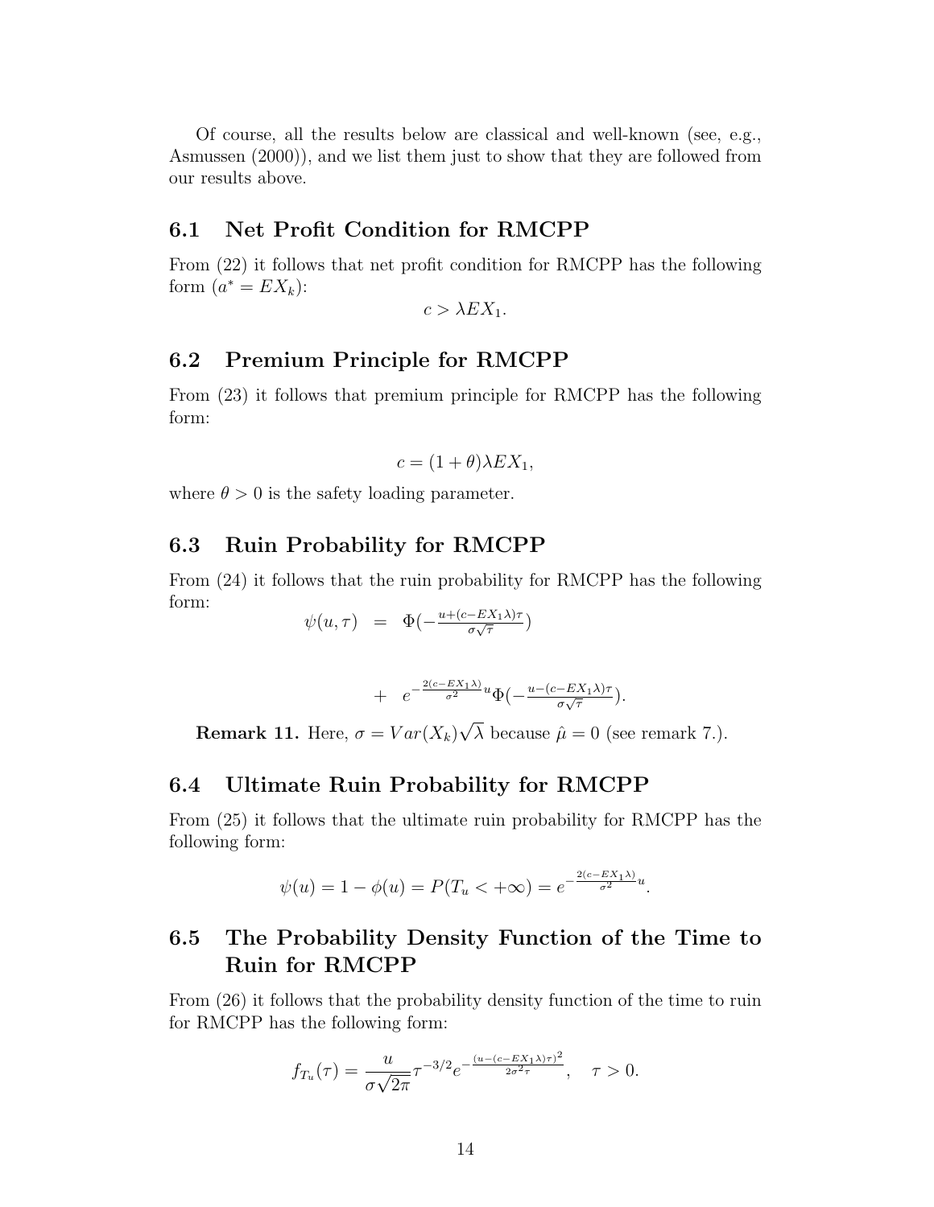Of course, all the results below are classical and well-known (see, e.g., Asmussen (2000)), and we list them just to show that they are followed from our results above.

## 6.1 Net Profit Condition for RMCPP

From (22) it follows that net profit condition for RMCPP has the following form ($a^* = EX_k$):

$$c > \lambda EX_1.$$

## 6.2 Premium Principle for RMCPP

From (23) it follows that premium principle for RMCPP has the following form:

$$c = (1+\theta)\lambda EX_1,$$

where $\theta > 0$ is the safety loading parameter.

## 6.3 Ruin Probability for RMCPP

From (24) it follows that the ruin probability for RMCPP has the following form:

$$\begin{aligned} \psi(u,\tau) &= \Phi(-\tfrac{u+(c-EX_1\lambda)\tau}{\sigma\sqrt{\tau}}) \\ &+ e^{-\frac{2(c-EX_1\lambda)}{\sigma^2}u}\Phi(-\tfrac{u-(c-EX_1\lambda)\tau}{\sigma\sqrt{\tau}}). \end{aligned}$$

**Remark 11.** Here, $\sigma = Var(X_k)\sqrt{\lambda}$ because $\hat{\mu} = 0$ (see remark 7.).

## 6.4 Ultimate Ruin Probability for RMCPP

From (25) it follows that the ultimate ruin probability for RMCPP has the following form:

$$\psi(u) = 1 - \phi(u) = P(T_u < +\infty) = e^{-\frac{2(c-EX_1\lambda)}{\sigma^2}u}.$$

## 6.5 The Probability Density Function of the Time to Ruin for RMCPP

From (26) it follows that the probability density function of the time to ruin for RMCPP has the following form:

$$f_{T_u}(\tau) = \frac{u}{\sigma\sqrt{2\pi}}\tau^{-3/2}e^{-\frac{(u-(c-EX_1\lambda)\tau)^2}{2\sigma^2\tau}}, \quad \tau > 0.$$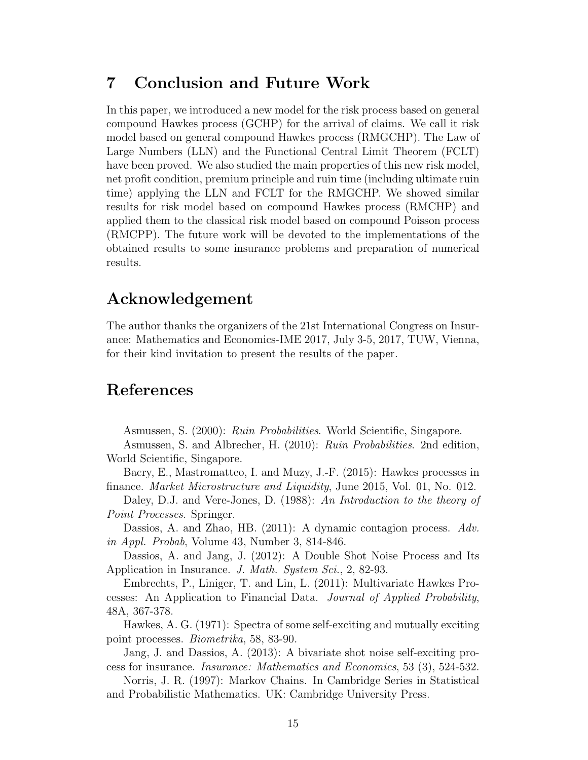## 7 Conclusion and Future Work

In this paper, we introduced a new model for the risk process based on general compound Hawkes process (GCHP) for the arrival of claims. We call it risk model based on general compound Hawkes process (RMGCHP). The Law of Large Numbers (LLN) and the Functional Central Limit Theorem (FCLT) have been proved. We also studied the main properties of this new risk model, net profit condition, premium principle and ruin time (including ultimate ruin time) applying the LLN and FCLT for the RMGCHP. We showed similar results for risk model based on compound Hawkes process (RMCHP) and applied them to the classical risk model based on compound Poisson process (RMCPP). The future work will be devoted to the implementations of the obtained results to some insurance problems and preparation of numerical results.

## Acknowledgement

The author thanks the organizers of the 21st International Congress on Insurance: Mathematics and Economics-IME 2017, July 3-5, 2017, TUW, Vienna, for their kind invitation to present the results of the paper.

## References

Asmussen, S. (2000): *Ruin Probabilities*. World Scientific, Singapore.

Asmussen, S. and Albrecher, H. (2010): *Ruin Probabilities*. 2nd edition, World Scientific, Singapore.

Bacry, E., Mastromatteo, I. and Muzy, J.-F. (2015): Hawkes processes in finance. *Market Microstructure and Liquidity*, June 2015, Vol. 01, No. 012.

Daley, D.J. and Vere-Jones, D. (1988): *An Introduction to the theory of Point Processes*. Springer.

Dassios, A. and Zhao, HB. (2011): A dynamic contagion process. *Adv. in Appl. Probab*, Volume 43, Number 3, 814-846.

Dassios, A. and Jang, J. (2012): A Double Shot Noise Process and Its Application in Insurance. *J. Math. System Sci.*, 2, 82-93.

Embrechts, P., Liniger, T. and Lin, L. (2011): Multivariate Hawkes Processes: An Application to Financial Data. *Journal of Applied Probability*, 48A, 367-378.

Hawkes, A. G. (1971): Spectra of some self-exciting and mutually exciting point processes. *Biometrika*, 58, 83-90.

Jang, J. and Dassios, A. (2013): A bivariate shot noise self-exciting process for insurance. *Insurance: Mathematics and Economics*, 53 (3), 524-532.

Norris, J. R. (1997): Markov Chains. In Cambridge Series in Statistical and Probabilistic Mathematics. UK: Cambridge University Press.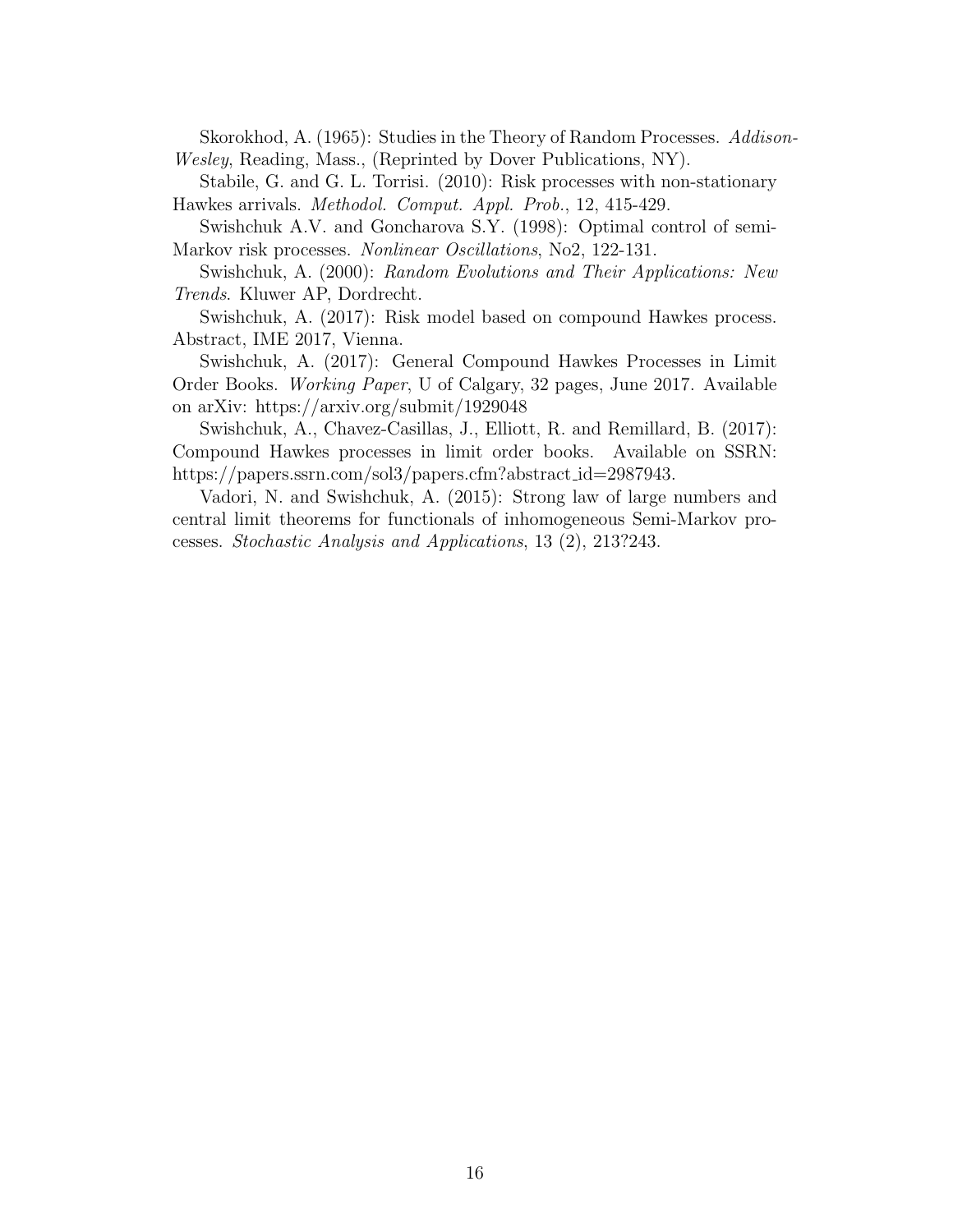Skorokhod, A. (1965): Studies in the Theory of Random Processes. *Addison-Wesley*, Reading, Mass., (Reprinted by Dover Publications, NY).

Stabile, G. and G. L. Torrisi. (2010): Risk processes with non-stationary Hawkes arrivals. *Methodol. Comput. Appl. Prob.*, 12, 415-429.

Swishchuk A.V. and Goncharova S.Y. (1998): Optimal control of semi-Markov risk processes. *Nonlinear Oscillations*, No2, 122-131.

Swishchuk, A. (2000): *Random Evolutions and Their Applications: New Trends*. Kluwer AP, Dordrecht.

Swishchuk, A. (2017): Risk model based on compound Hawkes process. Abstract, IME 2017, Vienna.

Swishchuk, A. (2017): General Compound Hawkes Processes in Limit Order Books. *Working Paper*, U of Calgary, 32 pages, June 2017. Available on arXiv: https://arxiv.org/submit/1929048

Swishchuk, A., Chavez-Casillas, J., Elliott, R. and Remillard, B. (2017): Compound Hawkes processes in limit order books. Available on SSRN: https://papers.ssrn.com/sol3/papers.cfm?abstract_id=2987943.

Vadori, N. and Swishchuk, A. (2015): Strong law of large numbers and central limit theorems for functionals of inhomogeneous Semi-Markov processes. *Stochastic Analysis and Applications*, 13 (2), 213?243.